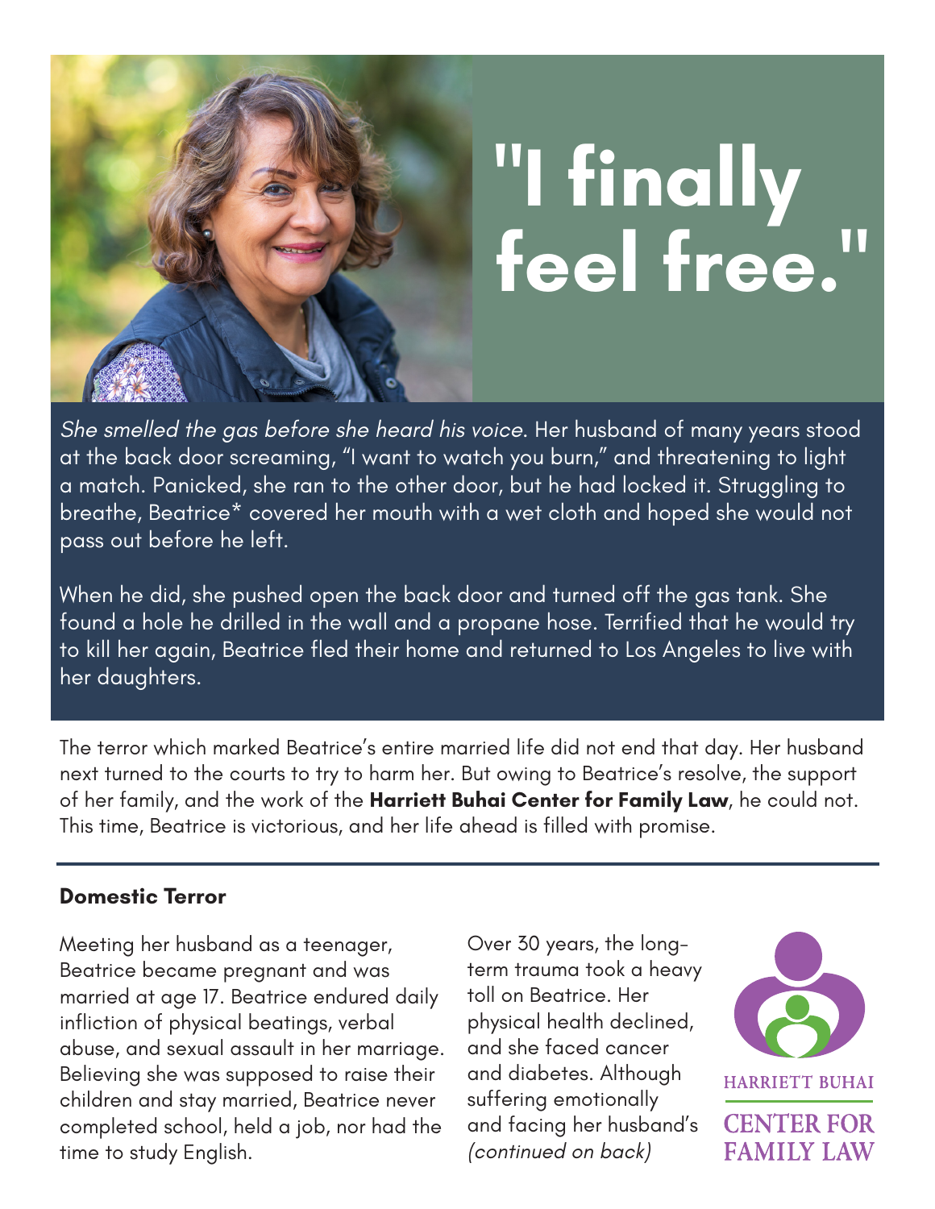# "I finally feel free."

*She smelled the gas before she heard his voice.* Her husband of many years stood at the back door screaming, "I want to watch you burn," and threatening to light a match. Panicked, she ran to the other door, but he had locked it. Struggling to breathe, Beatrice* covered her mouth with a wet cloth and hoped she would not pass out before he left.

When he did, she pushed open the back door and turned off the gas tank. She found a hole he drilled in the wall and a propane hose. Terrified that he would try to kill her again, Beatrice fled their home and returned to Los Angeles to live with her daughters.

The terror which marked Beatrice's entire married life did not end that day. Her husband next turned to the courts to try to harm her. But owing to Beatrice's resolve, the support of her family, and the work of the **Harriett Buhai Center for Family Law**, he could not. This time, Beatrice is victorious, and her life ahead is filled with promise.

---

## Domestic Terror

Meeting her husband as a teenager, Beatrice became pregnant and was married at age 17. Beatrice endured daily infliction of physical beatings, verbal abuse, and sexual assault in her marriage. Believing she was supposed to raise their children and stay married, Beatrice never completed school, held a job, nor had the time to study English.

Over 30 years, the long-term trauma took a heavy toll on Beatrice. Her physical health declined, and she faced cancer and diabetes. Although suffering emotionally and facing her husband's *(continued on back)*

HARRIETT BUHAI CENTER FOR FAMILY LAW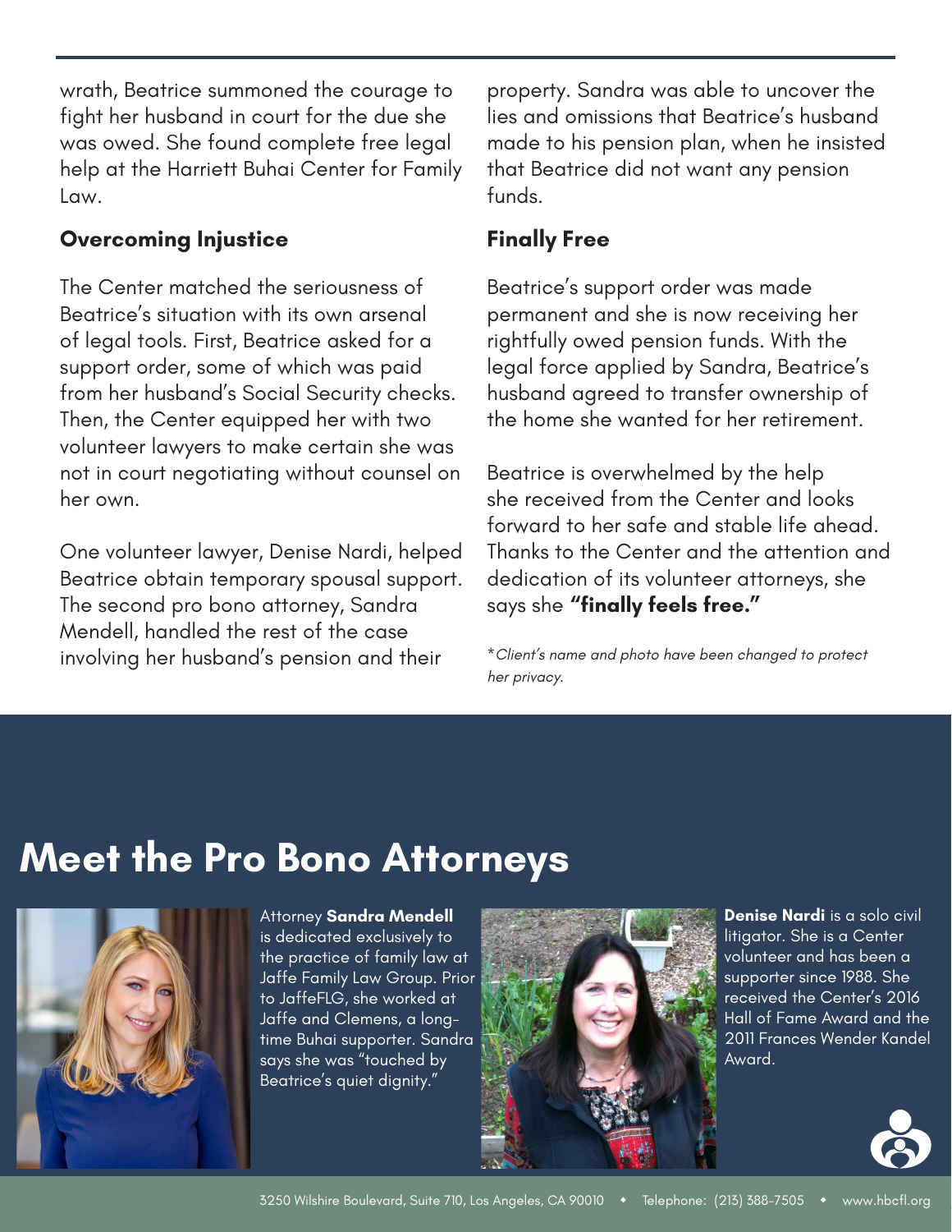wrath, Beatrice summoned the courage to fight her husband in court for the due she was owed. She found complete free legal help at the Harriett Buhai Center for Family Law.

### Overcoming Injustice

The Center matched the seriousness of Beatrice's situation with its own arsenal of legal tools. First, Beatrice asked for a support order, some of which was paid from her husband's Social Security checks. Then, the Center equipped her with two volunteer lawyers to make certain she was not in court negotiating without counsel on her own.

One volunteer lawyer, Denise Nardi, helped Beatrice obtain temporary spousal support. The second pro bono attorney, Sandra Mendell, handled the rest of the case involving her husband's pension and their property. Sandra was able to uncover the lies and omissions that Beatrice's husband made to his pension plan, when he insisted that Beatrice did not want any pension funds.

### Finally Free

Beatrice's support order was made permanent and she is now receiving her rightfully owed pension funds. With the legal force applied by Sandra, Beatrice's husband agreed to transfer ownership of the home she wanted for her retirement.

Beatrice is overwhelmed by the help she received from the Center and looks forward to her safe and stable life ahead. Thanks to the Center and the attention and dedication of its volunteer attorneys, she says she **"finally feels free."**

**Client's name and photo have been changed to protect her privacy.*

## Meet the Pro Bono Attorneys

Attorney **Sandra Mendell** is dedicated exclusively to the practice of family law at Jaffe Family Law Group. Prior to JaffeFLG, she worked at Jaffe and Clemens, a long-time Buhai supporter. Sandra says she was "touched by Beatrice's quiet dignity."

**Denise Nardi** is a solo civil litigator. She is a Center volunteer and has been a supporter since 1988. She received the Center's 2016 Hall of Fame Award and the 2011 Frances Wender Kandel Award.

3250 Wilshire Boulevard, Suite 710, Los Angeles, CA 90010 ◆ Telephone: (213) 388-7505 ◆ www.hbcfl.org